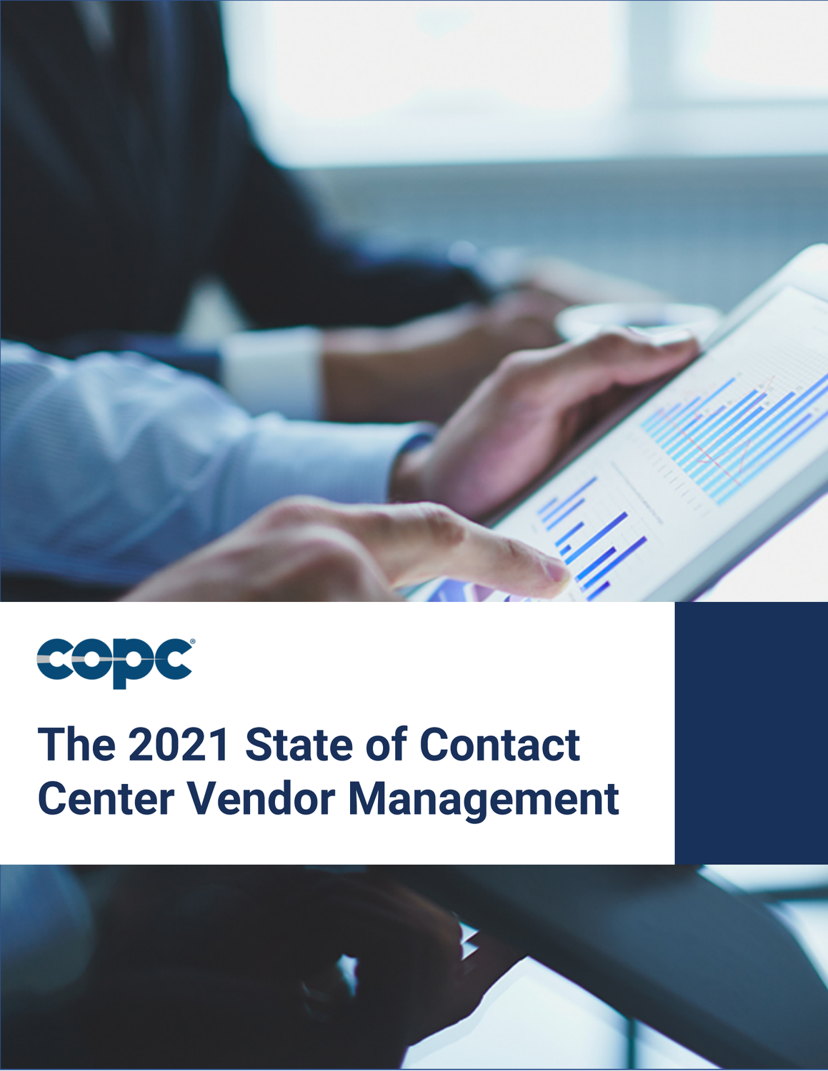copc

# The 2021 State of Contact Center Vendor Management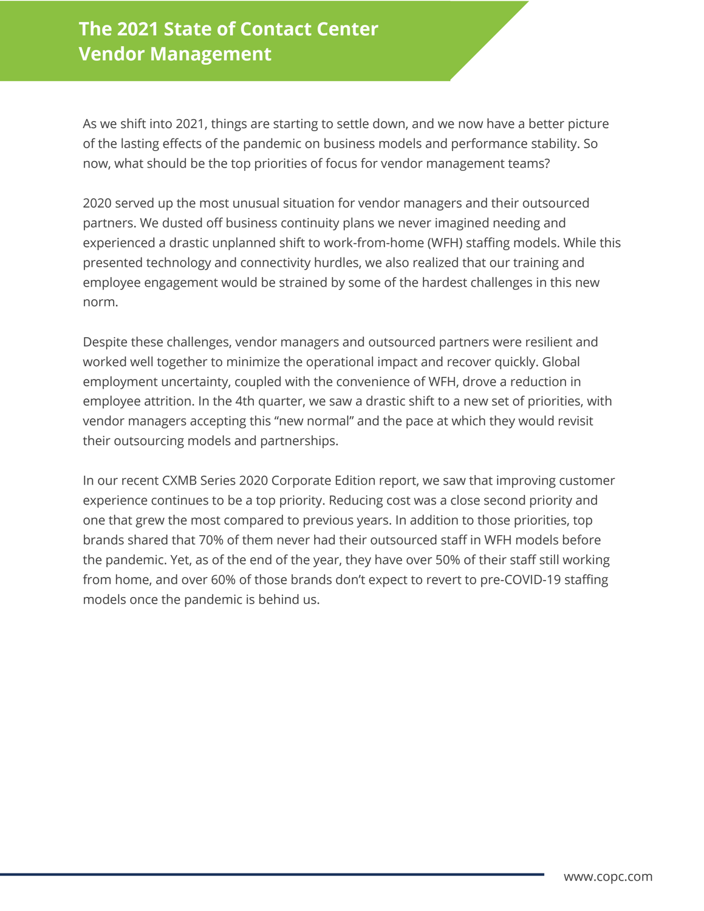# The 2021 State of Contact Center Vendor Management

As we shift into 2021, things are starting to settle down, and we now have a better picture of the lasting effects of the pandemic on business models and performance stability. So now, what should be the top priorities of focus for vendor management teams?

2020 served up the most unusual situation for vendor managers and their outsourced partners. We dusted off business continuity plans we never imagined needing and experienced a drastic unplanned shift to work-from-home (WFH) staffing models. While this presented technology and connectivity hurdles, we also realized that our training and employee engagement would be strained by some of the hardest challenges in this new norm.

Despite these challenges, vendor managers and outsourced partners were resilient and worked well together to minimize the operational impact and recover quickly. Global employment uncertainty, coupled with the convenience of WFH, drove a reduction in employee attrition. In the 4th quarter, we saw a drastic shift to a new set of priorities, with vendor managers accepting this "new normal" and the pace at which they would revisit their outsourcing models and partnerships.

In our recent CXMB Series 2020 Corporate Edition report, we saw that improving customer experience continues to be a top priority. Reducing cost was a close second priority and one that grew the most compared to previous years. In addition to those priorities, top brands shared that 70% of them never had their outsourced staff in WFH models before the pandemic. Yet, as of the end of the year, they have over 50% of their staff still working from home, and over 60% of those brands don't expect to revert to pre-COVID-19 staffing models once the pandemic is behind us.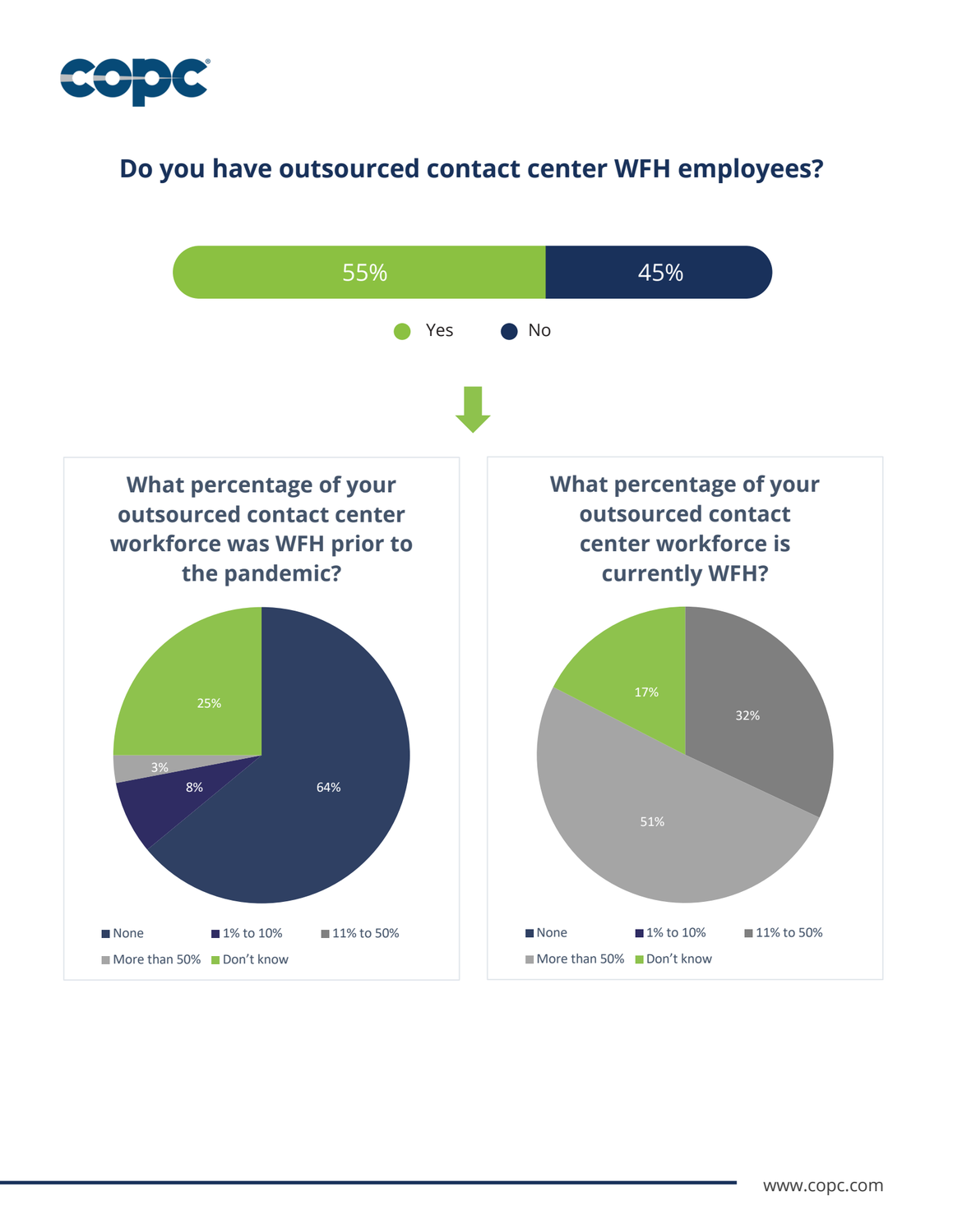## Do you have outsourced contact center WFH employees?

| Yes | No |
|---|---|
| 55% | 45% |

### What percentage of your outsourced contact center workforce was WFH prior to the pandemic?

| Response | Percentage |
|---|---|
| None | 64% |
| 1% to 10% | 8% |
| More than 50% | 3% |
| Don't know | 25% |

### What percentage of your outsourced contact center workforce is currently WFH?

| Response | Percentage |
|---|---|
| 11% to 50% | 32% |
| More than 50% | 51% |
| Don't know | 17% |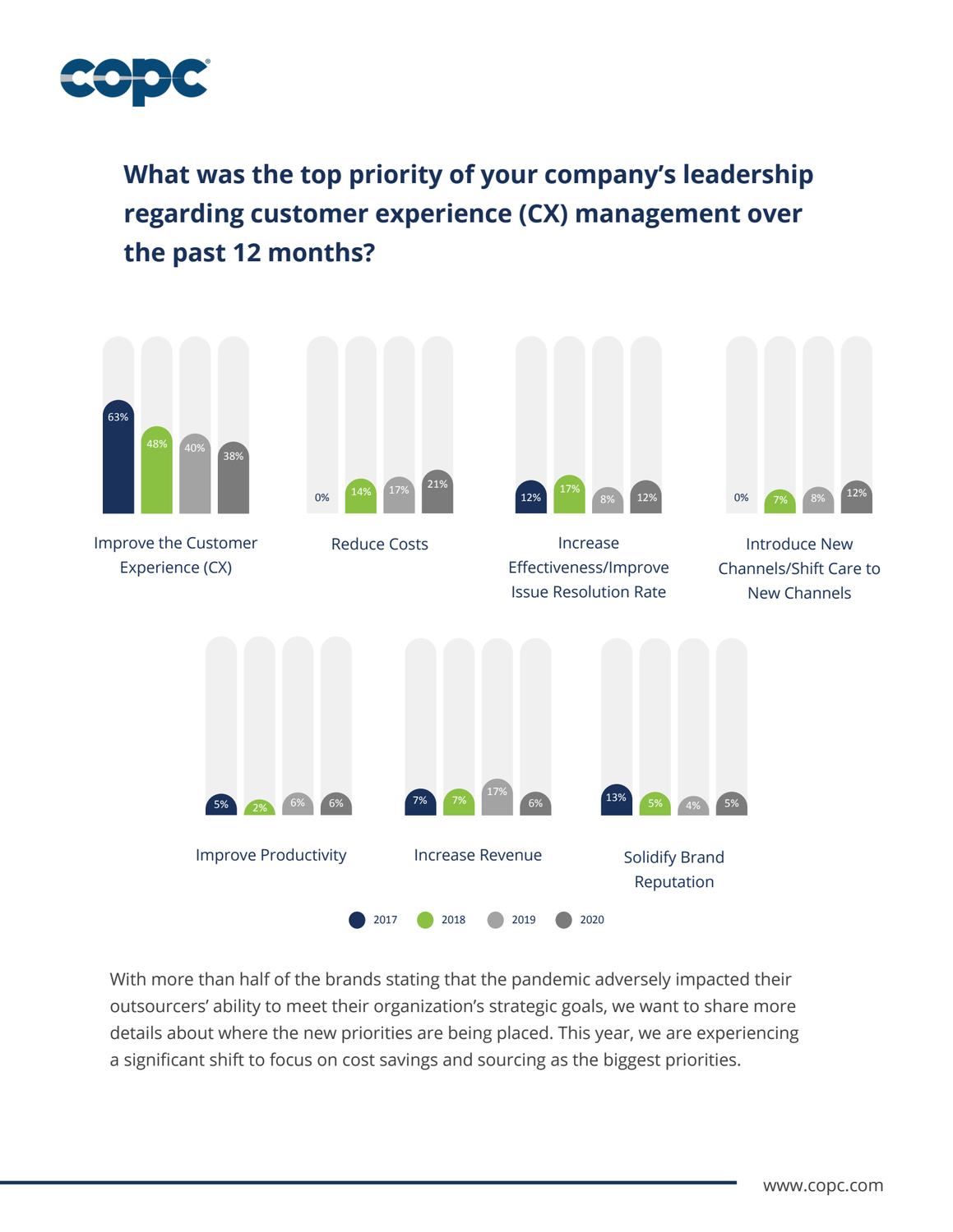## What was the top priority of your company's leadership regarding customer experience (CX) management over the past 12 months?

| Priority | 2017 | 2018 | 2019 | 2020 |
|---|---|---|---|---|
| Improve the Customer Experience (CX) | 63% | 48% | 40% | 38% |
| Reduce Costs | 0% | 14% | 17% | 21% |
| Increase Effectiveness/Improve Issue Resolution Rate | 12% | 17% | 8% | 12% |
| Introduce New Channels/Shift Care to New Channels | 0% | 7% | 8% | 12% |
| Improve Productivity | 5% | 2% | 6% | 6% |
| Increase Revenue | 7% | 7% | 17% | 6% |
| Solidify Brand Reputation | 13% | 5% | 4% | 5% |

With more than half of the brands stating that the pandemic adversely impacted their outsourcers' ability to meet their organization's strategic goals, we want to share more details about where the new priorities are being placed. This year, we are experiencing a significant shift to focus on cost savings and sourcing as the biggest priorities.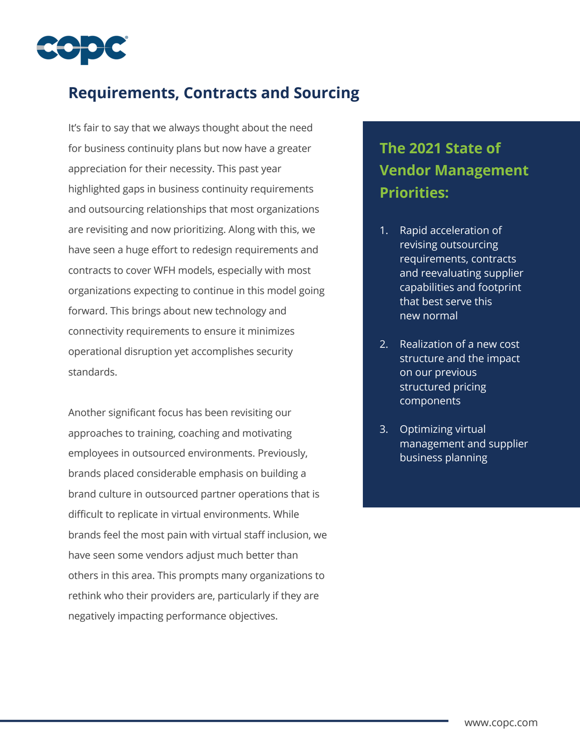## Requirements, Contracts and Sourcing

It's fair to say that we always thought about the need for business continuity plans but now have a greater appreciation for their necessity. This past year highlighted gaps in business continuity requirements and outsourcing relationships that most organizations are revisiting and now prioritizing. Along with this, we have seen a huge effort to redesign requirements and contracts to cover WFH models, especially with most organizations expecting to continue in this model going forward. This brings about new technology and connectivity requirements to ensure it minimizes operational disruption yet accomplishes security standards.

Another significant focus has been revisiting our approaches to training, coaching and motivating employees in outsourced environments. Previously, brands placed considerable emphasis on building a brand culture in outsourced partner operations that is difficult to replicate in virtual environments. While brands feel the most pain with virtual staff inclusion, we have seen some vendors adjust much better than others in this area. This prompts many organizations to rethink who their providers are, particularly if they are negatively impacting performance objectives.

### The 2021 State of Vendor Management Priorities:

1. Rapid acceleration of revising outsourcing requirements, contracts and reevaluating supplier capabilities and footprint that best serve this new normal
2. Realization of a new cost structure and the impact on our previous structured pricing components
3. Optimizing virtual management and supplier business planning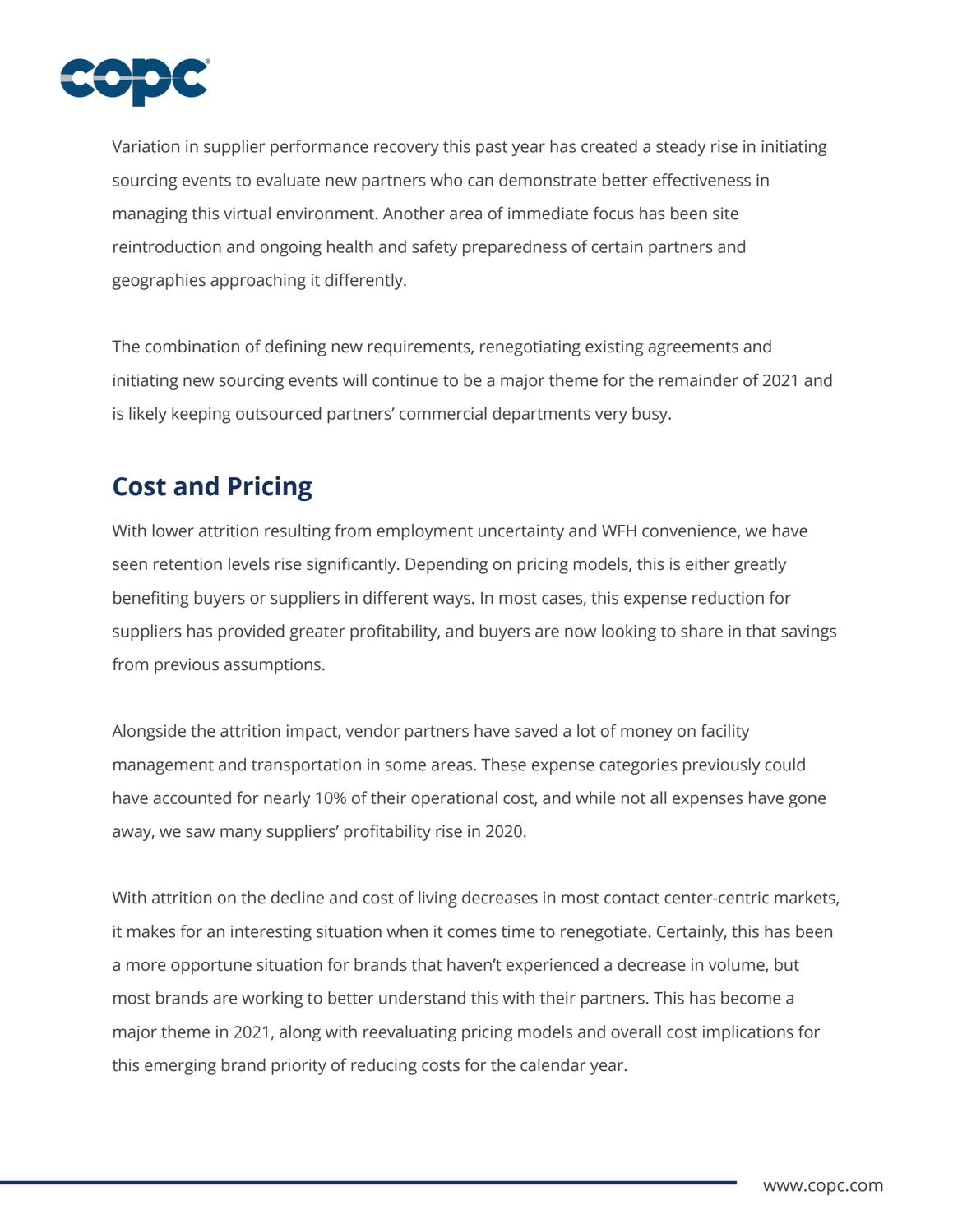Variation in supplier performance recovery this past year has created a steady rise in initiating sourcing events to evaluate new partners who can demonstrate better effectiveness in managing this virtual environment. Another area of immediate focus has been site reintroduction and ongoing health and safety preparedness of certain partners and geographies approaching it differently.

The combination of defining new requirements, renegotiating existing agreements and initiating new sourcing events will continue to be a major theme for the remainder of 2021 and is likely keeping outsourced partners' commercial departments very busy.

## Cost and Pricing

With lower attrition resulting from employment uncertainty and WFH convenience, we have seen retention levels rise significantly. Depending on pricing models, this is either greatly benefiting buyers or suppliers in different ways. In most cases, this expense reduction for suppliers has provided greater profitability, and buyers are now looking to share in that savings from previous assumptions.

Alongside the attrition impact, vendor partners have saved a lot of money on facility management and transportation in some areas. These expense categories previously could have accounted for nearly 10% of their operational cost, and while not all expenses have gone away, we saw many suppliers' profitability rise in 2020.

With attrition on the decline and cost of living decreases in most contact center-centric markets, it makes for an interesting situation when it comes time to renegotiate. Certainly, this has been a more opportune situation for brands that haven't experienced a decrease in volume, but most brands are working to better understand this with their partners. This has become a major theme in 2021, along with reevaluating pricing models and overall cost implications for this emerging brand priority of reducing costs for the calendar year.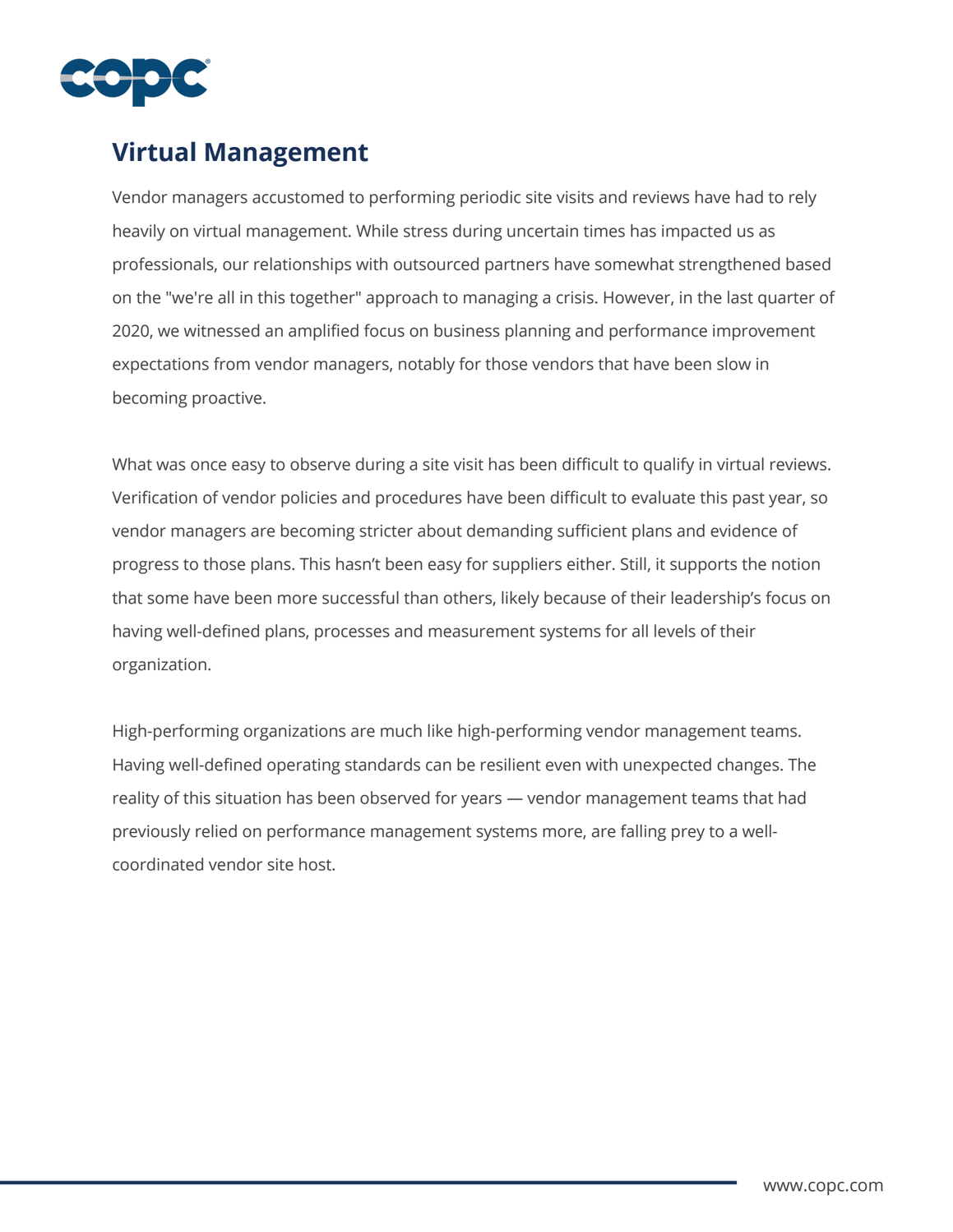## Virtual Management

Vendor managers accustomed to performing periodic site visits and reviews have had to rely heavily on virtual management. While stress during uncertain times has impacted us as professionals, our relationships with outsourced partners have somewhat strengthened based on the "we're all in this together" approach to managing a crisis. However, in the last quarter of 2020, we witnessed an amplified focus on business planning and performance improvement expectations from vendor managers, notably for those vendors that have been slow in becoming proactive.

What was once easy to observe during a site visit has been difficult to qualify in virtual reviews. Verification of vendor policies and procedures have been difficult to evaluate this past year, so vendor managers are becoming stricter about demanding sufficient plans and evidence of progress to those plans. This hasn't been easy for suppliers either. Still, it supports the notion that some have been more successful than others, likely because of their leadership's focus on having well-defined plans, processes and measurement systems for all levels of their organization.

High-performing organizations are much like high-performing vendor management teams. Having well-defined operating standards can be resilient even with unexpected changes. The reality of this situation has been observed for years — vendor management teams that had previously relied on performance management systems more, are falling prey to a well-coordinated vendor site host.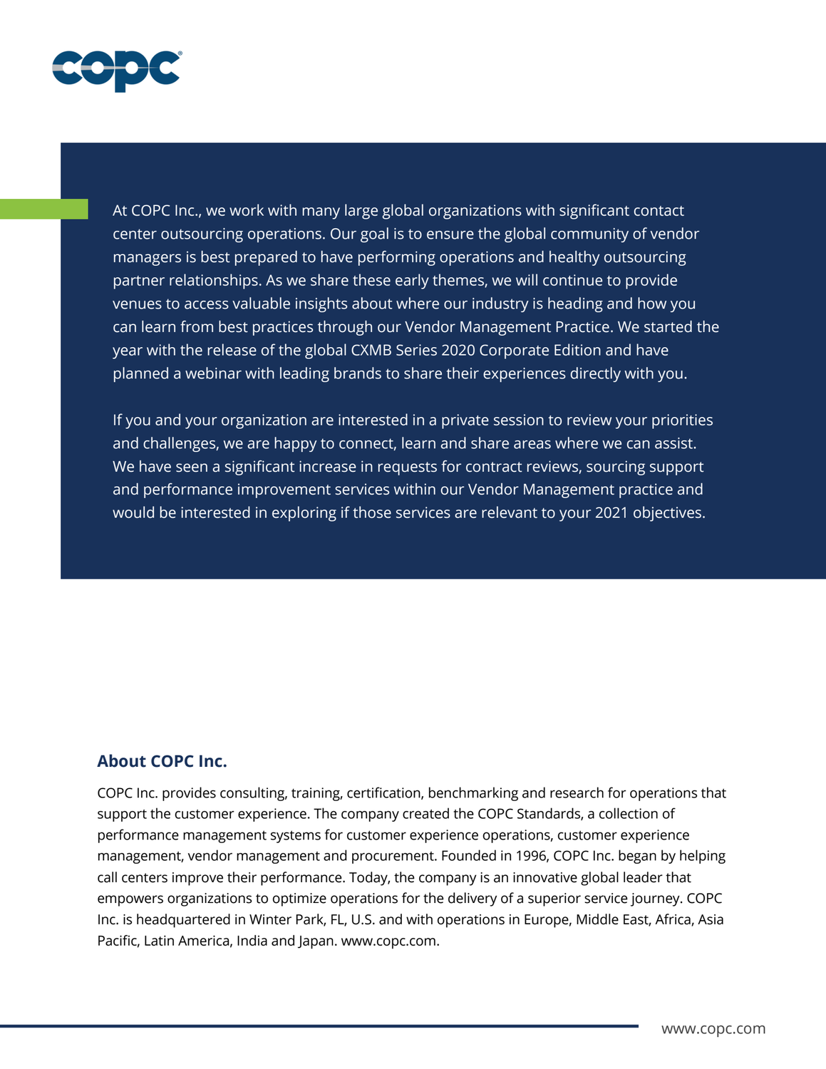At COPC Inc., we work with many large global organizations with significant contact center outsourcing operations. Our goal is to ensure the global community of vendor managers is best prepared to have performing operations and healthy outsourcing partner relationships. As we share these early themes, we will continue to provide venues to access valuable insights about where our industry is heading and how you can learn from best practices through our Vendor Management Practice. We started the year with the release of the global CXMB Series 2020 Corporate Edition and have planned a webinar with leading brands to share their experiences directly with you.

If you and your organization are interested in a private session to review your priorities and challenges, we are happy to connect, learn and share areas where we can assist. We have seen a significant increase in requests for contract reviews, sourcing support and performance improvement services within our Vendor Management practice and would be interested in exploring if those services are relevant to your 2021 objectives.

## About COPC Inc.

COPC Inc. provides consulting, training, certification, benchmarking and research for operations that support the customer experience. The company created the COPC Standards, a collection of performance management systems for customer experience operations, customer experience management, vendor management and procurement. Founded in 1996, COPC Inc. began by helping call centers improve their performance. Today, the company is an innovative global leader that empowers organizations to optimize operations for the delivery of a superior service journey. COPC Inc. is headquartered in Winter Park, FL, U.S. and with operations in Europe, Middle East, Africa, Asia Pacific, Latin America, India and Japan. www.copc.com.